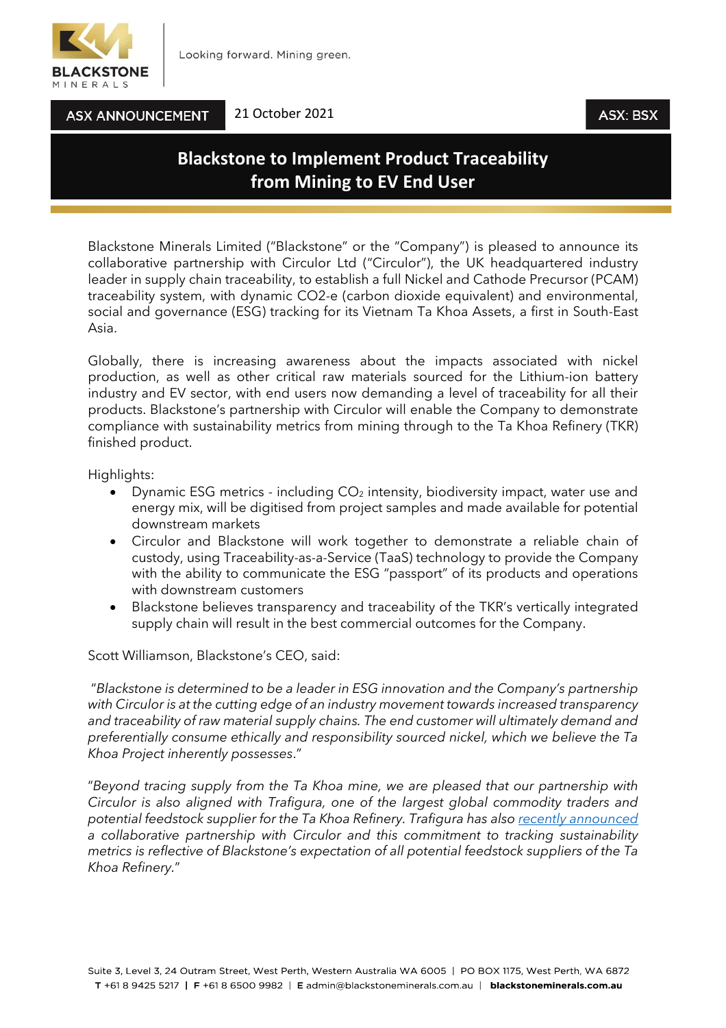**BLACKSTONE MINERALS**

Looking forward. Mining green.

ASX ANNOUNCEMENT | 21 October 2021 | ASX: BSX

# Blackstone to Implement Product Traceability from Mining to EV End User

Blackstone Minerals Limited ("Blackstone" or the "Company") is pleased to announce its collaborative partnership with Circulor Ltd ("Circulor"), the UK headquartered industry leader in supply chain traceability, to establish a full Nickel and Cathode Precursor (PCAM) traceability system, with dynamic CO2-e (carbon dioxide equivalent) and environmental, social and governance (ESG) tracking for its Vietnam Ta Khoa Assets, a first in South-East Asia.

Globally, there is increasing awareness about the impacts associated with nickel production, as well as other critical raw materials sourced for the Lithium-ion battery industry and EV sector, with end users now demanding a level of traceability for all their products. Blackstone's partnership with Circulor will enable the Company to demonstrate compliance with sustainability metrics from mining through to the Ta Khoa Refinery (TKR) finished product.

Highlights:

- Dynamic ESG metrics - including $CO_2$ intensity, biodiversity impact, water use and energy mix, will be digitised from project samples and made available for potential downstream markets
- Circulor and Blackstone will work together to demonstrate a reliable chain of custody, using Traceability-as-a-Service (TaaS) technology to provide the Company with the ability to communicate the ESG "passport" of its products and operations with downstream customers
- Blackstone believes transparency and traceability of the TKR's vertically integrated supply chain will result in the best commercial outcomes for the Company.

Scott Williamson, Blackstone's CEO, said:

*"Blackstone is determined to be a leader in ESG innovation and the Company's partnership with Circulor is at the cutting edge of an industry movement towards increased transparency and traceability of raw material supply chains. The end customer will ultimately demand and preferentially consume ethically and responsibility sourced nickel, which we believe the Ta Khoa Project inherently possesses."*

*"Beyond tracing supply from the Ta Khoa mine, we are pleased that our partnership with Circulor is also aligned with Trafigura, one of the largest global commodity traders and potential feedstock supplier for the Ta Khoa Refinery. Trafigura has also recently announced a collaborative partnership with Circulor and this commitment to tracking sustainability metrics is reflective of Blackstone's expectation of all potential feedstock suppliers of the Ta Khoa Refinery."*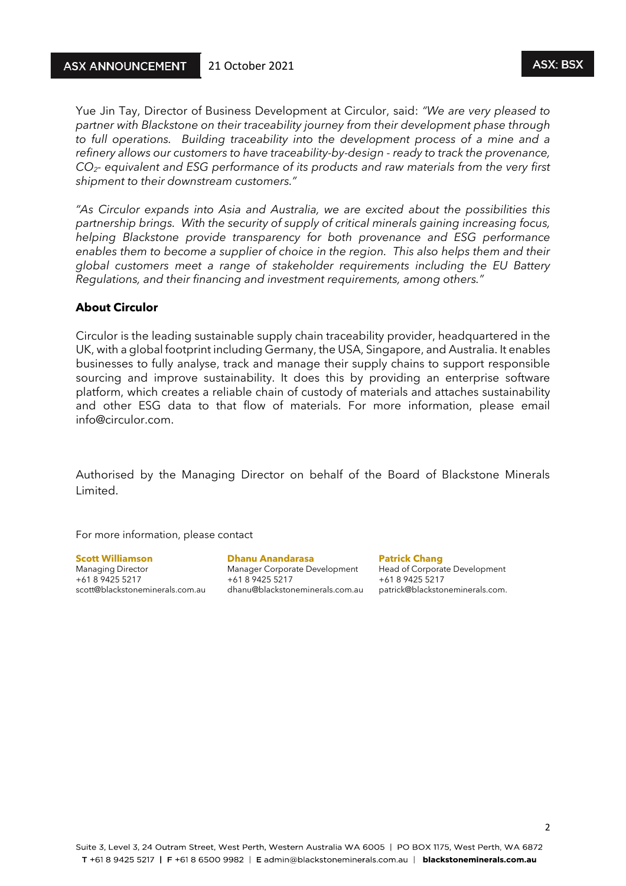Yue Jin Tay, Director of Business Development at Circulor, said: *"We are very pleased to partner with Blackstone on their traceability journey from their development phase through to full operations. Building traceability into the development process of a mine and a refinery allows our customers to have traceability-by-design - ready to track the provenance, $CO_2$- equivalent and ESG performance of its products and raw materials from the very first shipment to their downstream customers."*

*"As Circulor expands into Asia and Australia, we are excited about the possibilities this partnership brings. With the security of supply of critical minerals gaining increasing focus, helping Blackstone provide transparency for both provenance and ESG performance enables them to become a supplier of choice in the region. This also helps them and their global customers meet a range of stakeholder requirements including the EU Battery Regulations, and their financing and investment requirements, among others."*

**About Circulor**

Circulor is the leading sustainable supply chain traceability provider, headquartered in the UK, with a global footprint including Germany, the USA, Singapore, and Australia. It enables businesses to fully analyse, track and manage their supply chains to support responsible sourcing and improve sustainability. It does this by providing an enterprise software platform, which creates a reliable chain of custody of materials and attaches sustainability and other ESG data to that flow of materials. For more information, please email info@circulor.com.

Authorised by the Managing Director on behalf of the Board of Blackstone Minerals Limited.

For more information, please contact

**Scott Williamson**
Managing Director
+61 8 9425 5217
scott@blackstoneminerals.com.au

**Dhanu Anandarasa**
Manager Corporate Development
+61 8 9425 5217
dhanu@blackstoneminerals.com.au

**Patrick Chang**
Head of Corporate Development
+61 8 9425 5217
patrick@blackstoneminerals.com.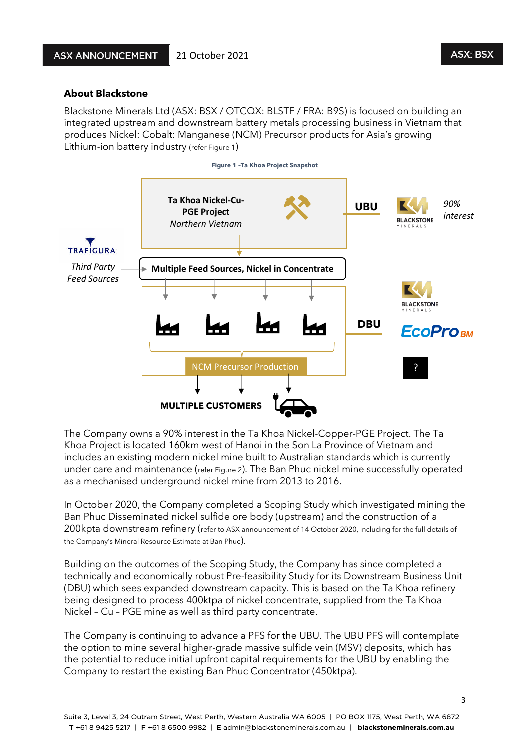## About Blackstone

Blackstone Minerals Ltd (ASX: BSX / OTCQX: BLSTF / FRA: B9S) is focused on building an integrated upstream and downstream battery metals processing business in Vietnam that produces Nickel: Cobalt: Manganese (NCM) Precursor products for Asia's growing Lithium-ion battery industry (refer Figure 1)

**Figure 1 –Ta Khoa Project Snapshot**

**Ta Khoa Nickel-Cu-PGE Project**
*Northern Vietnam*

**UBU** — BLACKSTONE MINERALS *90% interest*

TRAFIGURA
*Third Party Feed Sources*

**Multiple Feed Sources, Nickel in Concentrate**

**DBU** — BLACKSTONE MINERALS, EcoPro BM, ?

NCM Precursor Production

**MULTIPLE CUSTOMERS**

The Company owns a 90% interest in the Ta Khoa Nickel-Copper-PGE Project. The Ta Khoa Project is located 160km west of Hanoi in the Son La Province of Vietnam and includes an existing modern nickel mine built to Australian standards which is currently under care and maintenance (refer Figure 2). The Ban Phuc nickel mine successfully operated as a mechanised underground nickel mine from 2013 to 2016.

In October 2020, the Company completed a Scoping Study which investigated mining the Ban Phuc Disseminated nickel sulfide ore body (upstream) and the construction of a 200kpta downstream refinery (refer to ASX announcement of 14 October 2020, including for the full details of the Company's Mineral Resource Estimate at Ban Phuc).

Building on the outcomes of the Scoping Study, the Company has since completed a technically and economically robust Pre-feasibility Study for its Downstream Business Unit (DBU) which sees expanded downstream capacity. This is based on the Ta Khoa refinery being designed to process 400ktpa of nickel concentrate, supplied from the Ta Khoa Nickel – Cu – PGE mine as well as third party concentrate.

The Company is continuing to advance a PFS for the UBU. The UBU PFS will contemplate the option to mine several higher-grade massive sulfide vein (MSV) deposits, which has the potential to reduce initial upfront capital requirements for the UBU by enabling the Company to restart the existing Ban Phuc Concentrator (450ktpa).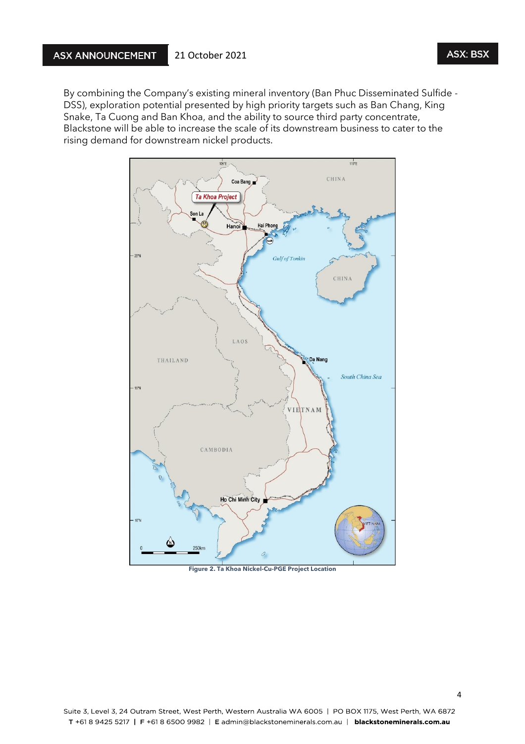By combining the Company's existing mineral inventory (Ban Phuc Disseminated Sulfide - DSS), exploration potential presented by high priority targets such as Ban Chang, King Snake, Ta Cuong and Ban Khoa, and the ability to source third party concentrate, Blackstone will be able to increase the scale of its downstream business to cater to the rising demand for downstream nickel products.

**Figure 2. Ta Khoa Nickel-Cu-PGE Project Location**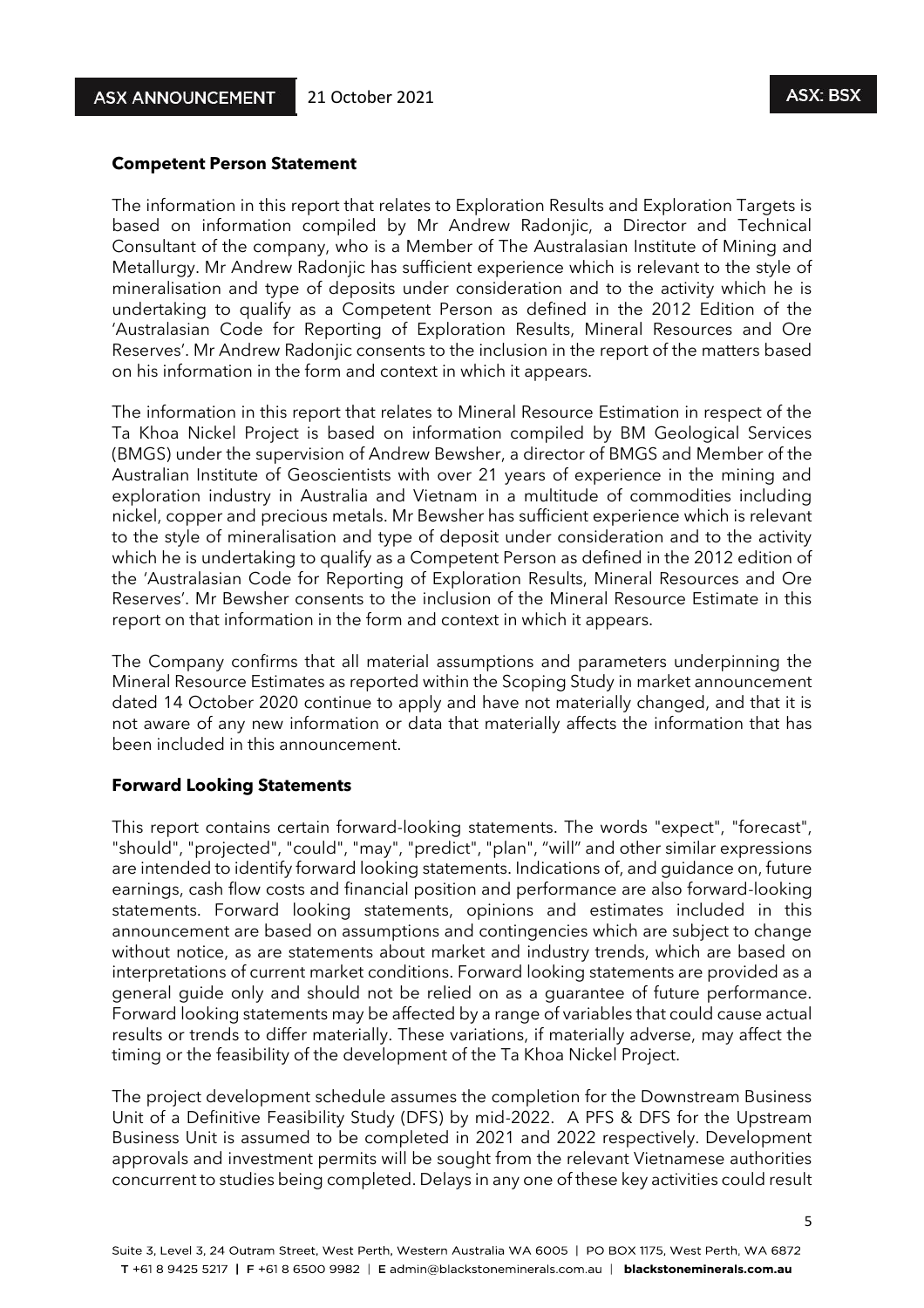**Competent Person Statement**

The information in this report that relates to Exploration Results and Exploration Targets is based on information compiled by Mr Andrew Radonjic, a Director and Technical Consultant of the company, who is a Member of The Australasian Institute of Mining and Metallurgy. Mr Andrew Radonjic has sufficient experience which is relevant to the style of mineralisation and type of deposits under consideration and to the activity which he is undertaking to qualify as a Competent Person as defined in the 2012 Edition of the 'Australasian Code for Reporting of Exploration Results, Mineral Resources and Ore Reserves'. Mr Andrew Radonjic consents to the inclusion in the report of the matters based on his information in the form and context in which it appears.

The information in this report that relates to Mineral Resource Estimation in respect of the Ta Khoa Nickel Project is based on information compiled by BM Geological Services (BMGS) under the supervision of Andrew Bewsher, a director of BMGS and Member of the Australian Institute of Geoscientists with over 21 years of experience in the mining and exploration industry in Australia and Vietnam in a multitude of commodities including nickel, copper and precious metals. Mr Bewsher has sufficient experience which is relevant to the style of mineralisation and type of deposit under consideration and to the activity which he is undertaking to qualify as a Competent Person as defined in the 2012 edition of the 'Australasian Code for Reporting of Exploration Results, Mineral Resources and Ore Reserves'. Mr Bewsher consents to the inclusion of the Mineral Resource Estimate in this report on that information in the form and context in which it appears.

The Company confirms that all material assumptions and parameters underpinning the Mineral Resource Estimates as reported within the Scoping Study in market announcement dated 14 October 2020 continue to apply and have not materially changed, and that it is not aware of any new information or data that materially affects the information that has been included in this announcement.

**Forward Looking Statements**

This report contains certain forward-looking statements. The words "expect", "forecast", "should", "projected", "could", "may", "predict", "plan", "will" and other similar expressions are intended to identify forward looking statements. Indications of, and guidance on, future earnings, cash flow costs and financial position and performance are also forward-looking statements. Forward looking statements, opinions and estimates included in this announcement are based on assumptions and contingencies which are subject to change without notice, as are statements about market and industry trends, which are based on interpretations of current market conditions. Forward looking statements are provided as a general guide only and should not be relied on as a guarantee of future performance. Forward looking statements may be affected by a range of variables that could cause actual results or trends to differ materially. These variations, if materially adverse, may affect the timing or the feasibility of the development of the Ta Khoa Nickel Project.

The project development schedule assumes the completion for the Downstream Business Unit of a Definitive Feasibility Study (DFS) by mid-2022. A PFS & DFS for the Upstream Business Unit is assumed to be completed in 2021 and 2022 respectively. Development approvals and investment permits will be sought from the relevant Vietnamese authorities concurrent to studies being completed. Delays in any one of these key activities could result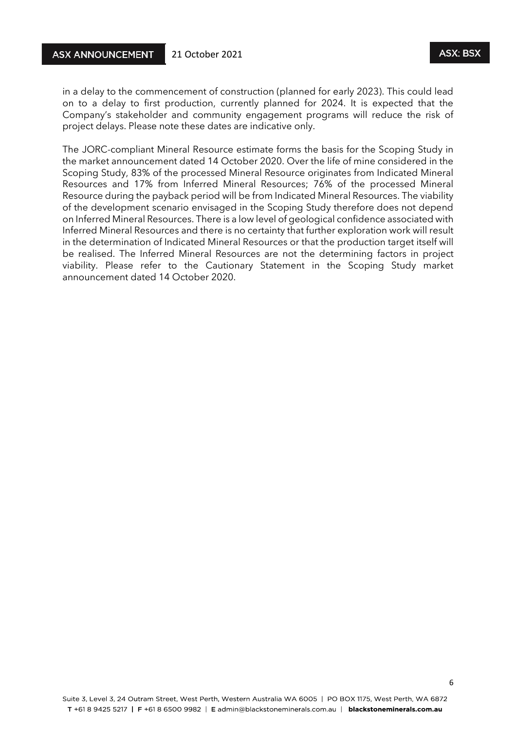in a delay to the commencement of construction (planned for early 2023). This could lead on to a delay to first production, currently planned for 2024. It is expected that the Company's stakeholder and community engagement programs will reduce the risk of project delays. Please note these dates are indicative only.

The JORC-compliant Mineral Resource estimate forms the basis for the Scoping Study in the market announcement dated 14 October 2020. Over the life of mine considered in the Scoping Study, 83% of the processed Mineral Resource originates from Indicated Mineral Resources and 17% from Inferred Mineral Resources; 76% of the processed Mineral Resource during the payback period will be from Indicated Mineral Resources. The viability of the development scenario envisaged in the Scoping Study therefore does not depend on Inferred Mineral Resources. There is a low level of geological confidence associated with Inferred Mineral Resources and there is no certainty that further exploration work will result in the determination of Indicated Mineral Resources or that the production target itself will be realised. The Inferred Mineral Resources are not the determining factors in project viability. Please refer to the Cautionary Statement in the Scoping Study market announcement dated 14 October 2020.